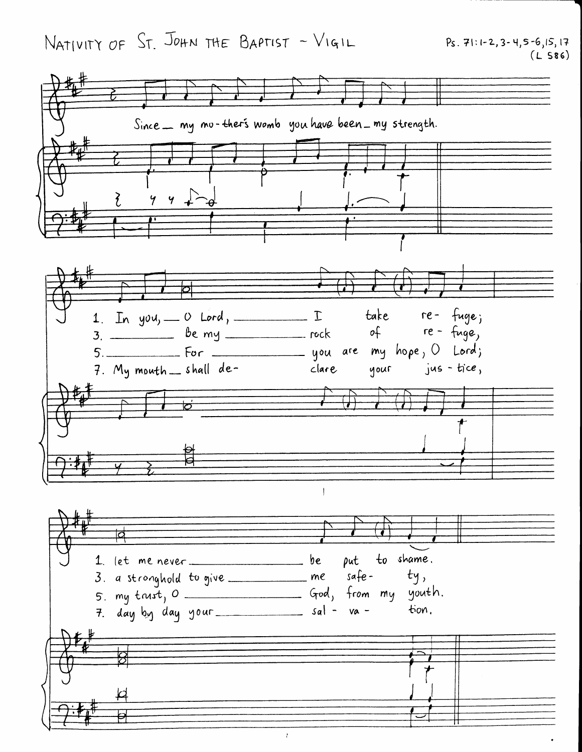# Nativity of St. John the Baptist – Vigil

Ps. 71:1-2, 3-4, 5-6, 15, 17
(L 586)

Since — my mo-ther's womb you have been — my strength.

1. In you, — O Lord, — I take re- fuge;
3. Be my — rock of re - fuge,
5. For — you are my hope, O Lord;
7. My mouth — shall de- clare your jus - tice,

1. let me never — be put to shame.
3. a stronghold to give — me safe- ty,
5. my trust, O — God, from my youth.
7. day by day your — sal - va - tion.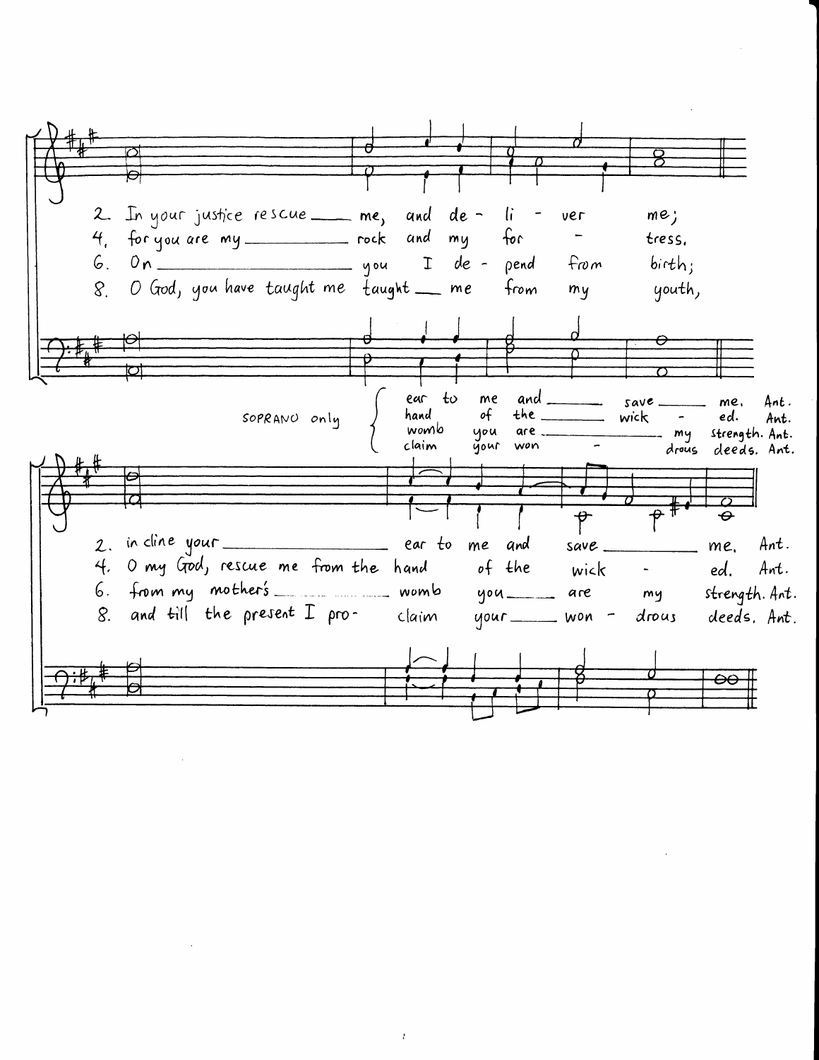2. In your justice rescue ___ me, and de - li - ver me;
4. for you are my ___ rock and my for - tress.
6. On ___ you I de - pend from birth;
8. O God, you have taught me taught ___ me from my youth,

SOPRANO only

ear to me and ___ save ___ me. Ant.
hand of the ___ wick - ed. Ant.
womb you are ___ my strength. Ant.
claim your won - drous deeds. Ant.

2. in cline your ___ ear to me and save ___ me. Ant.
4. O my God, rescue me from the hand of the wick - ed. Ant.
6. from my mother's ___ womb you ___ are my strength. Ant.
8. and till the present I pro- claim your ___ won - drous deeds. Ant.